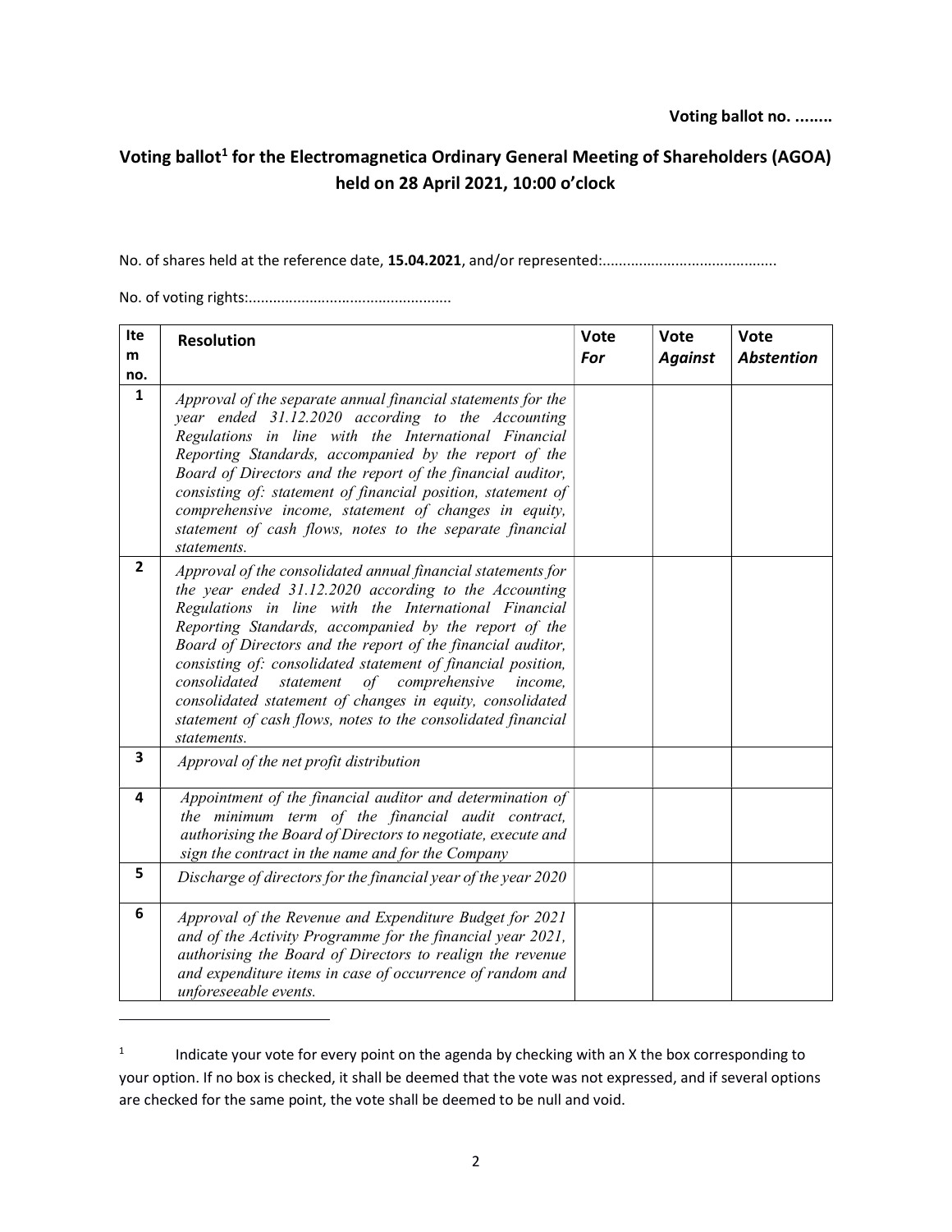**Voting ballot no. ........**

## Voting ballot[1] for the Electromagnetica Ordinary General Meeting of Shareholders (AGOA) held on 28 April 2021, 10:00 o'clock

No. of shares held at the reference date, **15.04.2021**, and/or represented:..........................................

No. of voting rights:.................................................

| Item no. | Resolution | Vote *For* | Vote *Against* | Vote *Abstention* |
|---|---|---|---|---|
| 1 | *Approval of the separate annual financial statements for the year ended 31.12.2020 according to the Accounting Regulations in line with the International Financial Reporting Standards, accompanied by the report of the Board of Directors and the report of the financial auditor, consisting of: statement of financial position, statement of comprehensive income, statement of changes in equity, statement of cash flows, notes to the separate financial statements.* | | | |
| 2 | *Approval of the consolidated annual financial statements for the year ended 31.12.2020 according to the Accounting Regulations in line with the International Financial Reporting Standards, accompanied by the report of the Board of Directors and the report of the financial auditor, consisting of: consolidated statement of financial position, consolidated statement of comprehensive income, consolidated statement of changes in equity, consolidated statement of cash flows, notes to the consolidated financial statements.* | | | |
| 3 | *Approval of the net profit distribution* | | | |
| 4 | *Appointment of the financial auditor and determination of the minimum term of the financial audit contract, authorising the Board of Directors to negotiate, execute and sign the contract in the name and for the Company* | | | |
| 5 | *Discharge of directors for the financial year of the year 2020* | | | |
| 6 | *Approval of the Revenue and Expenditure Budget for 2021 and of the Activity Programme for the financial year 2021, authorising the Board of Directors to realign the revenue and expenditure items in case of occurrence of random and unforeseeable events.* | | | |

[1] Indicate your vote for every point on the agenda by checking with an X the box corresponding to your option. If no box is checked, it shall be deemed that the vote was not expressed, and if several options are checked for the same point, the vote shall be deemed to be null and void.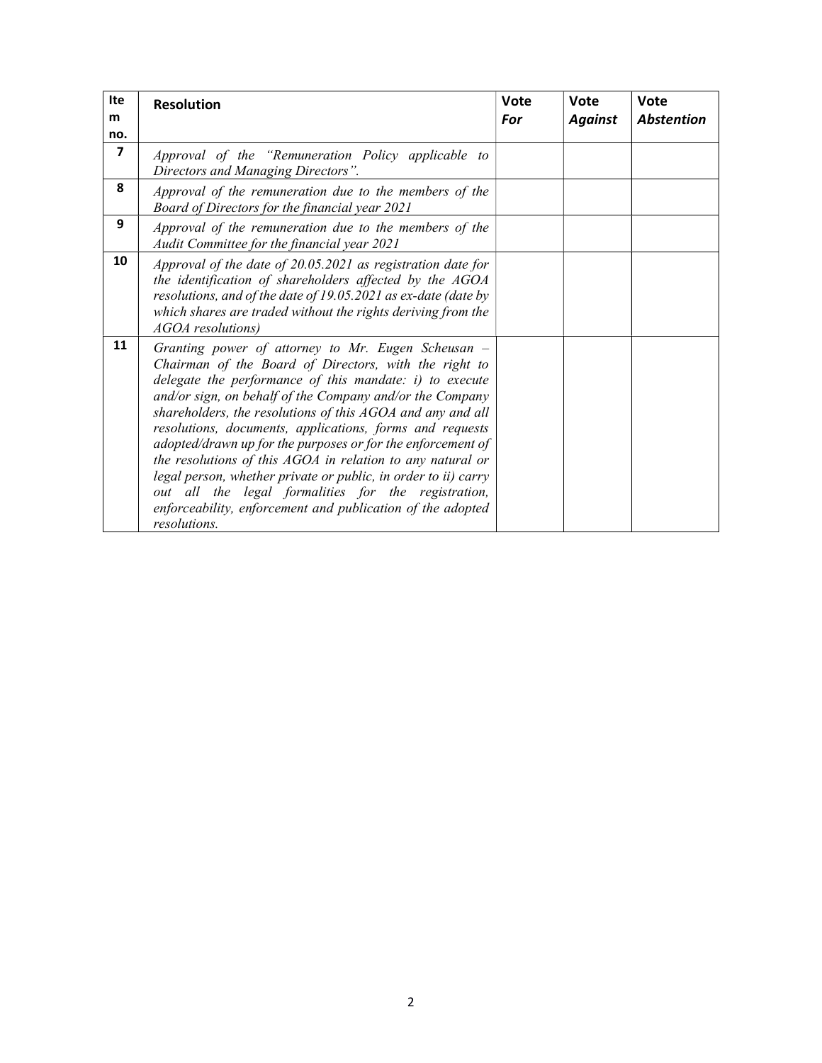| Item no. | Resolution | Vote *For* | Vote *Against* | Vote *Abstention* |
|---|---|---|---|---|
| **7** | *Approval of the "Remuneration Policy applicable to Directors and Managing Directors".* | | | |
| **8** | *Approval of the remuneration due to the members of the Board of Directors for the financial year 2021* | | | |
| **9** | *Approval of the remuneration due to the members of the Audit Committee for the financial year 2021* | | | |
| **10** | *Approval of the date of 20.05.2021 as registration date for the identification of shareholders affected by the AGOA resolutions, and of the date of 19.05.2021 as ex-date (date by which shares are traded without the rights deriving from the AGOA resolutions)* | | | |
| **11** | *Granting power of attorney to Mr. Eugen Scheusan – Chairman of the Board of Directors, with the right to delegate the performance of this mandate: i) to execute and/or sign, on behalf of the Company and/or the Company shareholders, the resolutions of this AGOA and any and all resolutions, documents, applications, forms and requests adopted/drawn up for the purposes or for the enforcement of the resolutions of this AGOA in relation to any natural or legal person, whether private or public, in order to ii) carry out all the legal formalities for the registration, enforceability, enforcement and publication of the adopted resolutions.* | | | |